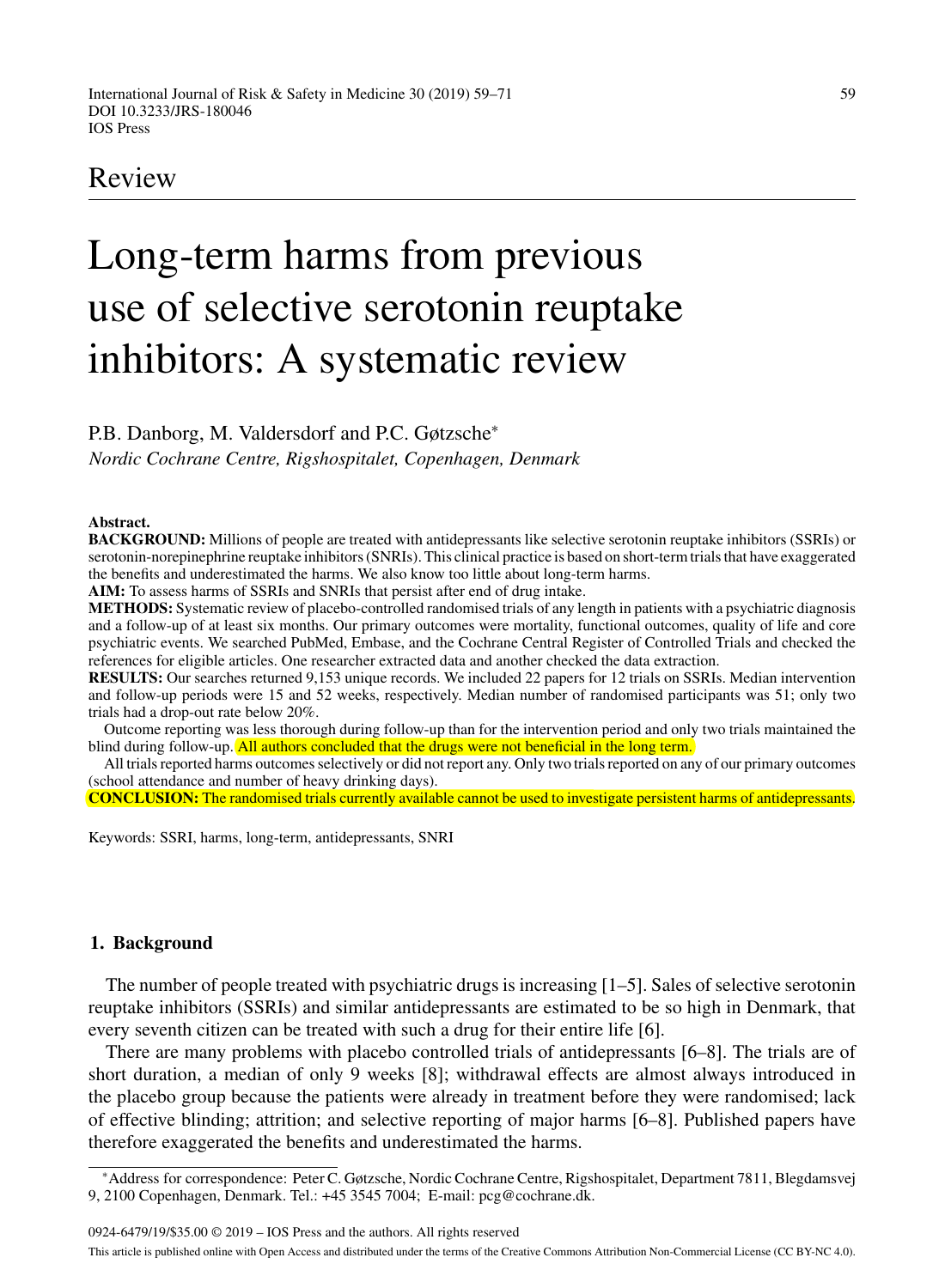Review

# Long-term harms from previous use of selective serotonin reuptake inhibitors: A systematic review

P.B. Danborg, M. Valdersdorf and P.C. Gøtzsche*

*Nordic Cochrane Centre, Rigshospitalet, Copenhagen, Denmark*

**Abstract.**

**BACKGROUND:** Millions of people are treated with antidepressants like selective serotonin reuptake inhibitors (SSRIs) or serotonin-norepinephrine reuptake inhibitors (SNRIs). This clinical practice is based on short-term trials that have exaggerated the benefits and underestimated the harms. We also know too little about long-term harms.

**AIM:** To assess harms of SSRIs and SNRIs that persist after end of drug intake.

**METHODS:** Systematic review of placebo-controlled randomised trials of any length in patients with a psychiatric diagnosis and a follow-up of at least six months. Our primary outcomes were mortality, functional outcomes, quality of life and core psychiatric events. We searched PubMed, Embase, and the Cochrane Central Register of Controlled Trials and checked the references for eligible articles. One researcher extracted data and another checked the data extraction.

**RESULTS:** Our searches returned 9,153 unique records. We included 22 papers for 12 trials on SSRIs. Median intervention and follow-up periods were 15 and 52 weeks, respectively. Median number of randomised participants was 51; only two trials had a drop-out rate below 20%.

Outcome reporting was less thorough during follow-up than for the intervention period and only two trials maintained the blind during follow-up. All authors concluded that the drugs were not beneficial in the long term.

All trials reported harms outcomes selectively or did not report any. Only two trials reported on any of our primary outcomes (school attendance and number of heavy drinking days).

**CONCLUSION:** The randomised trials currently available cannot be used to investigate persistent harms of antidepressants.

Keywords: SSRI, harms, long-term, antidepressants, SNRI

## 1. Background

The number of people treated with psychiatric drugs is increasing [1–5]. Sales of selective serotonin reuptake inhibitors (SSRIs) and similar antidepressants are estimated to be so high in Denmark, that every seventh citizen can be treated with such a drug for their entire life [6].

There are many problems with placebo controlled trials of antidepressants [6–8]. The trials are of short duration, a median of only 9 weeks [8]; withdrawal effects are almost always introduced in the placebo group because the patients were already in treatment before they were randomised; lack of effective blinding; attrition; and selective reporting of major harms [6–8]. Published papers have therefore exaggerated the benefits and underestimated the harms.

*Address for correspondence: Peter C. Gøtzsche, Nordic Cochrane Centre, Rigshospitalet, Department 7811, Blegdamsvej 9, 2100 Copenhagen, Denmark. Tel.: +45 3545 7004; E-mail: pcg@cochrane.dk.

0924-6479/19/$35.00 © 2019 – IOS Press and the authors. All rights reserved

This article is published online with Open Access and distributed under the terms of the Creative Commons Attribution Non-Commercial License (CC BY-NC 4.0).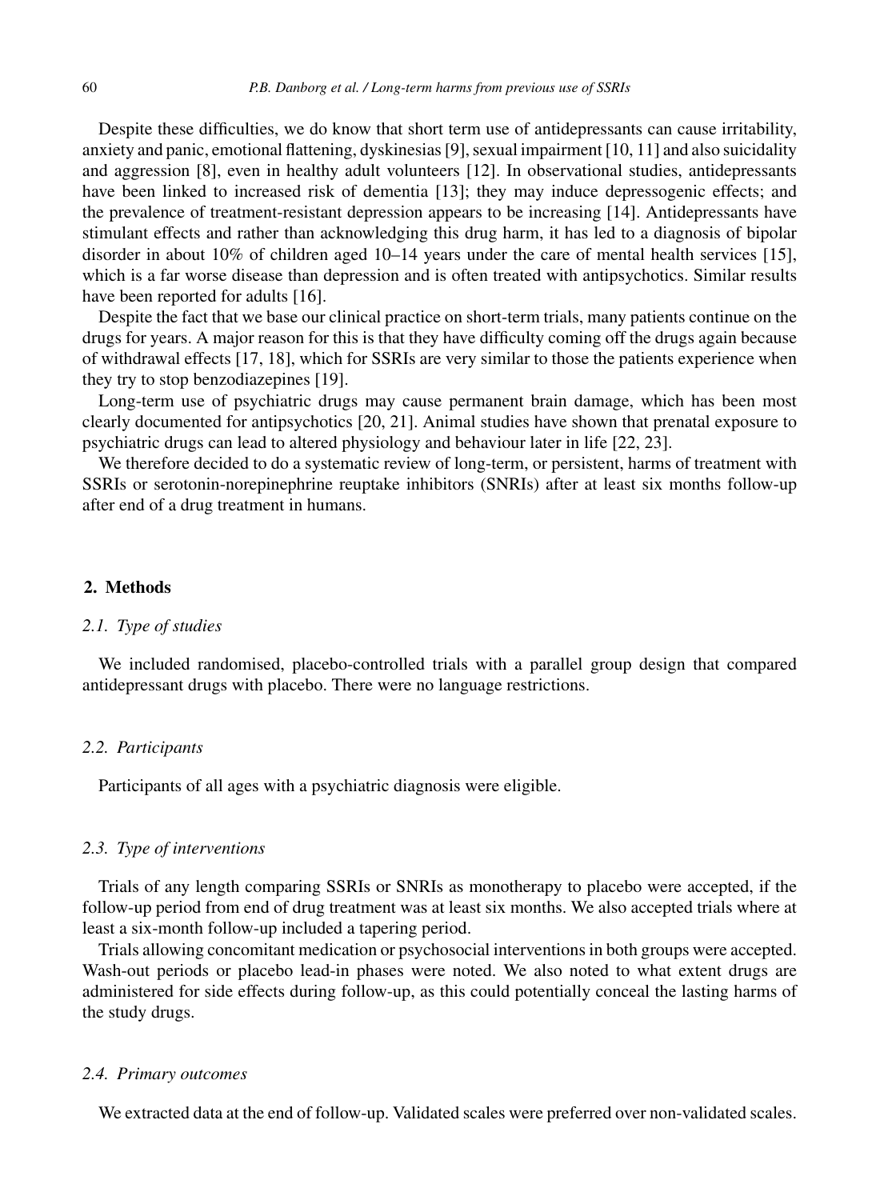Despite these difficulties, we do know that short term use of antidepressants can cause irritability, anxiety and panic, emotional flattening, dyskinesias [9], sexual impairment [10, 11] and also suicidality and aggression [8], even in healthy adult volunteers [12]. In observational studies, antidepressants have been linked to increased risk of dementia [13]; they may induce depressogenic effects; and the prevalence of treatment-resistant depression appears to be increasing [14]. Antidepressants have stimulant effects and rather than acknowledging this drug harm, it has led to a diagnosis of bipolar disorder in about 10% of children aged 10–14 years under the care of mental health services [15], which is a far worse disease than depression and is often treated with antipsychotics. Similar results have been reported for adults [16].

Despite the fact that we base our clinical practice on short-term trials, many patients continue on the drugs for years. A major reason for this is that they have difficulty coming off the drugs again because of withdrawal effects [17, 18], which for SSRIs are very similar to those the patients experience when they try to stop benzodiazepines [19].

Long-term use of psychiatric drugs may cause permanent brain damage, which has been most clearly documented for antipsychotics [20, 21]. Animal studies have shown that prenatal exposure to psychiatric drugs can lead to altered physiology and behaviour later in life [22, 23].

We therefore decided to do a systematic review of long-term, or persistent, harms of treatment with SSRIs or serotonin-norepinephrine reuptake inhibitors (SNRIs) after at least six months follow-up after end of a drug treatment in humans.

## 2. Methods

### *2.1. Type of studies*

We included randomised, placebo-controlled trials with a parallel group design that compared antidepressant drugs with placebo. There were no language restrictions.

### *2.2. Participants*

Participants of all ages with a psychiatric diagnosis were eligible.

### *2.3. Type of interventions*

Trials of any length comparing SSRIs or SNRIs as monotherapy to placebo were accepted, if the follow-up period from end of drug treatment was at least six months. We also accepted trials where at least a six-month follow-up included a tapering period.

Trials allowing concomitant medication or psychosocial interventions in both groups were accepted. Wash-out periods or placebo lead-in phases were noted. We also noted to what extent drugs are administered for side effects during follow-up, as this could potentially conceal the lasting harms of the study drugs.

### *2.4. Primary outcomes*

We extracted data at the end of follow-up. Validated scales were preferred over non-validated scales.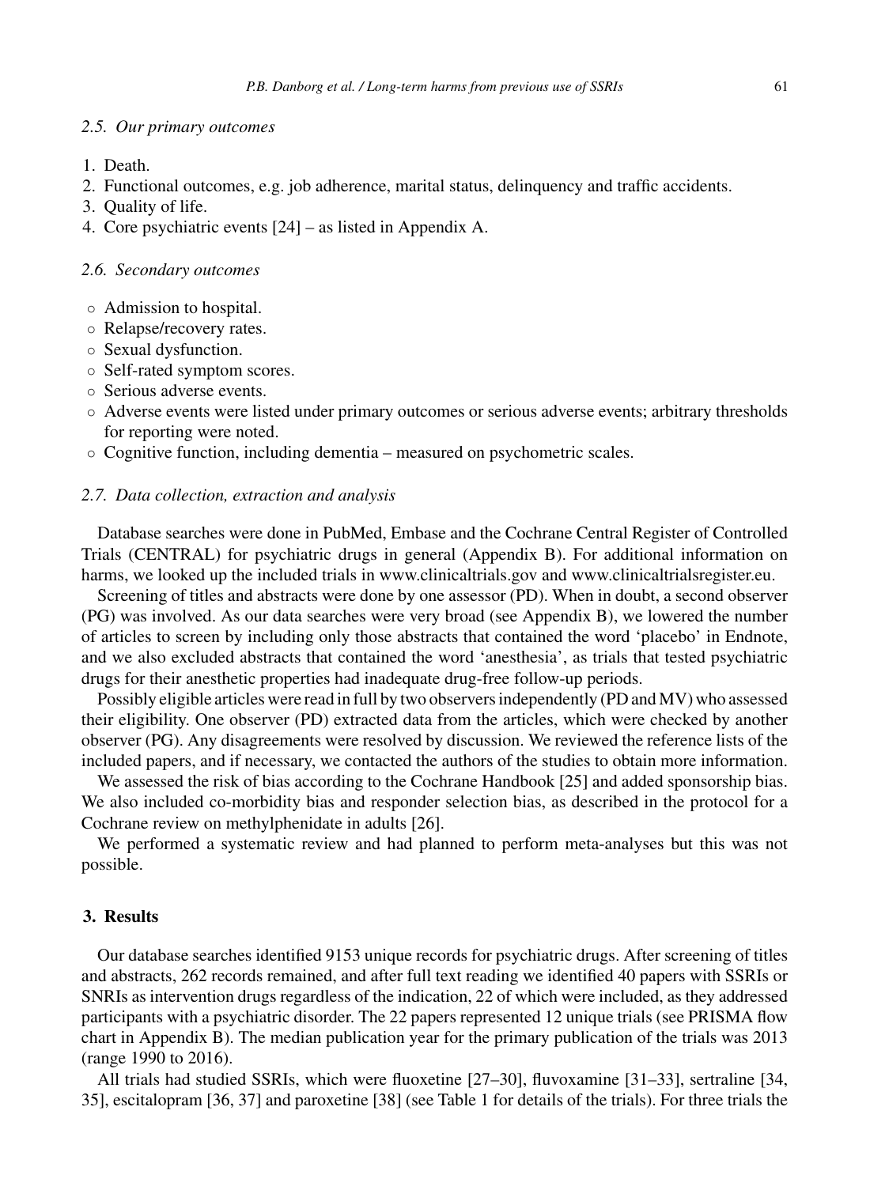### 2.5. Our primary outcomes

1. Death.
2. Functional outcomes, e.g. job adherence, marital status, delinquency and traffic accidents.
3. Quality of life.
4. Core psychiatric events [24] – as listed in Appendix A.

### 2.6. Secondary outcomes

- Admission to hospital.
- Relapse/recovery rates.
- Sexual dysfunction.
- Self-rated symptom scores.
- Serious adverse events.
- Adverse events were listed under primary outcomes or serious adverse events; arbitrary thresholds for reporting were noted.
- Cognitive function, including dementia – measured on psychometric scales.

### 2.7. Data collection, extraction and analysis

Database searches were done in PubMed, Embase and the Cochrane Central Register of Controlled Trials (CENTRAL) for psychiatric drugs in general (Appendix B). For additional information on harms, we looked up the included trials in www.clinicaltrials.gov and www.clinicaltrialsregister.eu.

Screening of titles and abstracts were done by one assessor (PD). When in doubt, a second observer (PG) was involved. As our data searches were very broad (see Appendix B), we lowered the number of articles to screen by including only those abstracts that contained the word 'placebo' in Endnote, and we also excluded abstracts that contained the word 'anesthesia', as trials that tested psychiatric drugs for their anesthetic properties had inadequate drug-free follow-up periods.

Possibly eligible articles were read in full by two observers independently (PD and MV) who assessed their eligibility. One observer (PD) extracted data from the articles, which were checked by another observer (PG). Any disagreements were resolved by discussion. We reviewed the reference lists of the included papers, and if necessary, we contacted the authors of the studies to obtain more information.

We assessed the risk of bias according to the Cochrane Handbook [25] and added sponsorship bias. We also included co-morbidity bias and responder selection bias, as described in the protocol for a Cochrane review on methylphenidate in adults [26].

We performed a systematic review and had planned to perform meta-analyses but this was not possible.

## 3. Results

Our database searches identified 9153 unique records for psychiatric drugs. After screening of titles and abstracts, 262 records remained, and after full text reading we identified 40 papers with SSRIs or SNRIs as intervention drugs regardless of the indication, 22 of which were included, as they addressed participants with a psychiatric disorder. The 22 papers represented 12 unique trials (see PRISMA flow chart in Appendix B). The median publication year for the primary publication of the trials was 2013 (range 1990 to 2016).

All trials had studied SSRIs, which were fluoxetine [27–30], fluvoxamine [31–33], sertraline [34, 35], escitalopram [36, 37] and paroxetine [38] (see Table 1 for details of the trials). For three trials the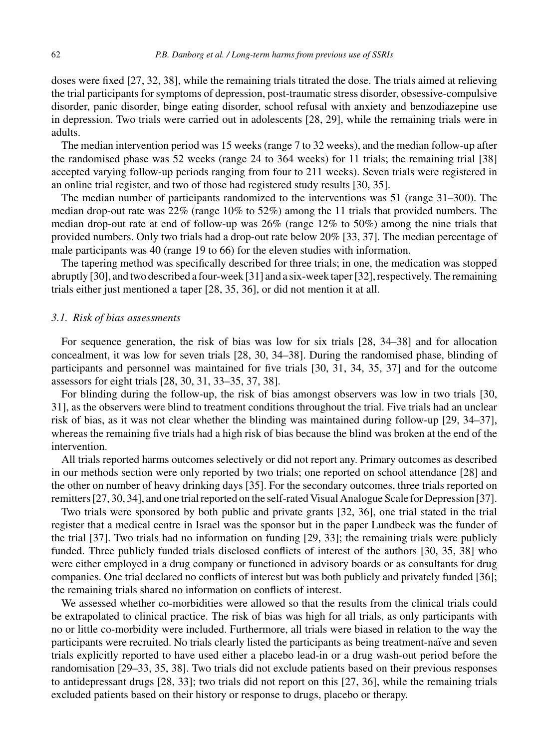doses were fixed [27, 32, 38], while the remaining trials titrated the dose. The trials aimed at relieving the trial participants for symptoms of depression, post-traumatic stress disorder, obsessive-compulsive disorder, panic disorder, binge eating disorder, school refusal with anxiety and benzodiazepine use in depression. Two trials were carried out in adolescents [28, 29], while the remaining trials were in adults.

The median intervention period was 15 weeks (range 7 to 32 weeks), and the median follow-up after the randomised phase was 52 weeks (range 24 to 364 weeks) for 11 trials; the remaining trial [38] accepted varying follow-up periods ranging from four to 211 weeks). Seven trials were registered in an online trial register, and two of those had registered study results [30, 35].

The median number of participants randomized to the interventions was 51 (range 31–300). The median drop-out rate was 22% (range 10% to 52%) among the 11 trials that provided numbers. The median drop-out rate at end of follow-up was 26% (range 12% to 50%) among the nine trials that provided numbers. Only two trials had a drop-out rate below 20% [33, 37]. The median percentage of male participants was 40 (range 19 to 66) for the eleven studies with information.

The tapering method was specifically described for three trials; in one, the medication was stopped abruptly [30], and two described a four-week [31] and a six-week taper [32], respectively. The remaining trials either just mentioned a taper [28, 35, 36], or did not mention it at all.

### *3.1. Risk of bias assessments*

For sequence generation, the risk of bias was low for six trials [28, 34–38] and for allocation concealment, it was low for seven trials [28, 30, 34–38]. During the randomised phase, blinding of participants and personnel was maintained for five trials [30, 31, 34, 35, 37] and for the outcome assessors for eight trials [28, 30, 31, 33–35, 37, 38].

For blinding during the follow-up, the risk of bias amongst observers was low in two trials [30, 31], as the observers were blind to treatment conditions throughout the trial. Five trials had an unclear risk of bias, as it was not clear whether the blinding was maintained during follow-up [29, 34–37], whereas the remaining five trials had a high risk of bias because the blind was broken at the end of the intervention.

All trials reported harms outcomes selectively or did not report any. Primary outcomes as described in our methods section were only reported by two trials; one reported on school attendance [28] and the other on number of heavy drinking days [35]. For the secondary outcomes, three trials reported on remitters [27, 30, 34], and one trial reported on the self-rated Visual Analogue Scale for Depression [37].

Two trials were sponsored by both public and private grants [32, 36], one trial stated in the trial register that a medical centre in Israel was the sponsor but in the paper Lundbeck was the funder of the trial [37]. Two trials had no information on funding [29, 33]; the remaining trials were publicly funded. Three publicly funded trials disclosed conflicts of interest of the authors [30, 35, 38] who were either employed in a drug company or functioned in advisory boards or as consultants for drug companies. One trial declared no conflicts of interest but was both publicly and privately funded [36]; the remaining trials shared no information on conflicts of interest.

We assessed whether co-morbidities were allowed so that the results from the clinical trials could be extrapolated to clinical practice. The risk of bias was high for all trials, as only participants with no or little co-morbidity were included. Furthermore, all trials were biased in relation to the way the participants were recruited. No trials clearly listed the participants as being treatment-naïve and seven trials explicitly reported to have used either a placebo lead-in or a drug wash-out period before the randomisation [29–33, 35, 38]. Two trials did not exclude patients based on their previous responses to antidepressant drugs [28, 33]; two trials did not report on this [27, 36], while the remaining trials excluded patients based on their history or response to drugs, placebo or therapy.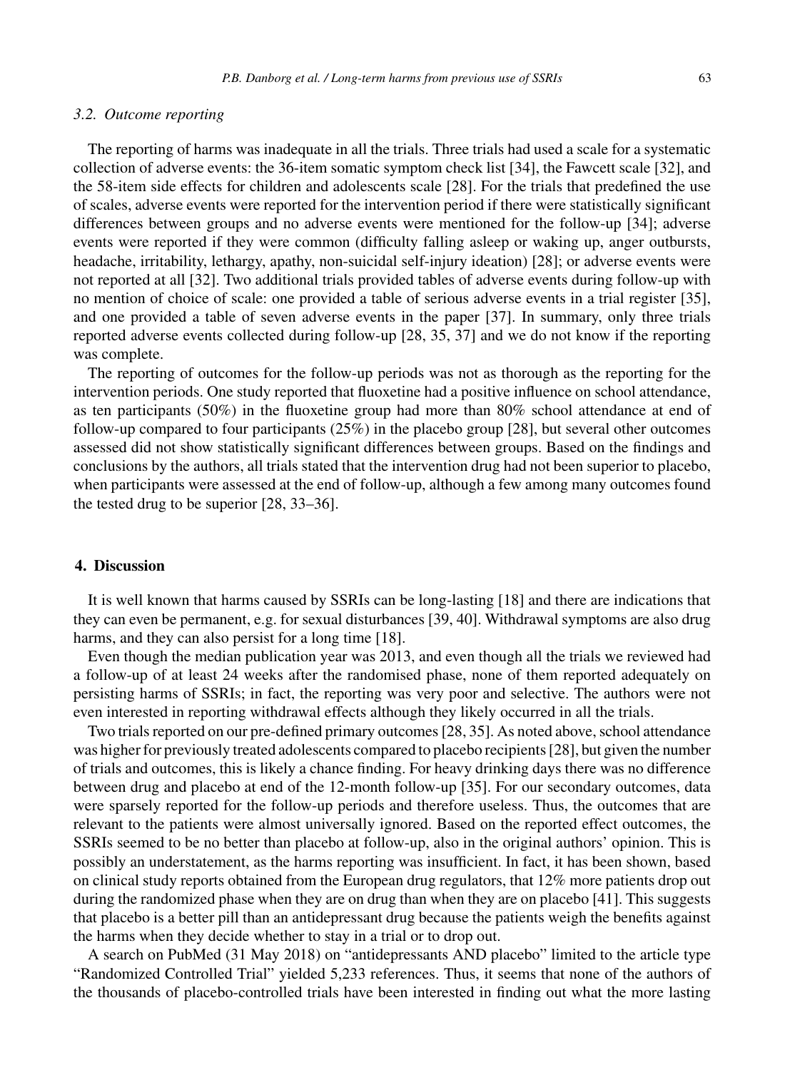### 3.2. Outcome reporting

The reporting of harms was inadequate in all the trials. Three trials had used a scale for a systematic collection of adverse events: the 36-item somatic symptom check list [34], the Fawcett scale [32], and the 58-item side effects for children and adolescents scale [28]. For the trials that predefined the use of scales, adverse events were reported for the intervention period if there were statistically significant differences between groups and no adverse events were mentioned for the follow-up [34]; adverse events were reported if they were common (difficulty falling asleep or waking up, anger outbursts, headache, irritability, lethargy, apathy, non-suicidal self-injury ideation) [28]; or adverse events were not reported at all [32]. Two additional trials provided tables of adverse events during follow-up with no mention of choice of scale: one provided a table of serious adverse events in a trial register [35], and one provided a table of seven adverse events in the paper [37]. In summary, only three trials reported adverse events collected during follow-up [28, 35, 37] and we do not know if the reporting was complete.

The reporting of outcomes for the follow-up periods was not as thorough as the reporting for the intervention periods. One study reported that fluoxetine had a positive influence on school attendance, as ten participants (50%) in the fluoxetine group had more than 80% school attendance at end of follow-up compared to four participants (25%) in the placebo group [28], but several other outcomes assessed did not show statistically significant differences between groups. Based on the findings and conclusions by the authors, all trials stated that the intervention drug had not been superior to placebo, when participants were assessed at the end of follow-up, although a few among many outcomes found the tested drug to be superior [28, 33–36].

## 4. Discussion

It is well known that harms caused by SSRIs can be long-lasting [18] and there are indications that they can even be permanent, e.g. for sexual disturbances [39, 40]. Withdrawal symptoms are also drug harms, and they can also persist for a long time [18].

Even though the median publication year was 2013, and even though all the trials we reviewed had a follow-up of at least 24 weeks after the randomised phase, none of them reported adequately on persisting harms of SSRIs; in fact, the reporting was very poor and selective. The authors were not even interested in reporting withdrawal effects although they likely occurred in all the trials.

Two trials reported on our pre-defined primary outcomes [28, 35]. As noted above, school attendance was higher for previously treated adolescents compared to placebo recipients [28], but given the number of trials and outcomes, this is likely a chance finding. For heavy drinking days there was no difference between drug and placebo at end of the 12-month follow-up [35]. For our secondary outcomes, data were sparsely reported for the follow-up periods and therefore useless. Thus, the outcomes that are relevant to the patients were almost universally ignored. Based on the reported effect outcomes, the SSRIs seemed to be no better than placebo at follow-up, also in the original authors' opinion. This is possibly an understatement, as the harms reporting was insufficient. In fact, it has been shown, based on clinical study reports obtained from the European drug regulators, that 12% more patients drop out during the randomized phase when they are on drug than when they are on placebo [41]. This suggests that placebo is a better pill than an antidepressant drug because the patients weigh the benefits against the harms when they decide whether to stay in a trial or to drop out.

A search on PubMed (31 May 2018) on "antidepressants AND placebo" limited to the article type "Randomized Controlled Trial" yielded 5,233 references. Thus, it seems that none of the authors of the thousands of placebo-controlled trials have been interested in finding out what the more lasting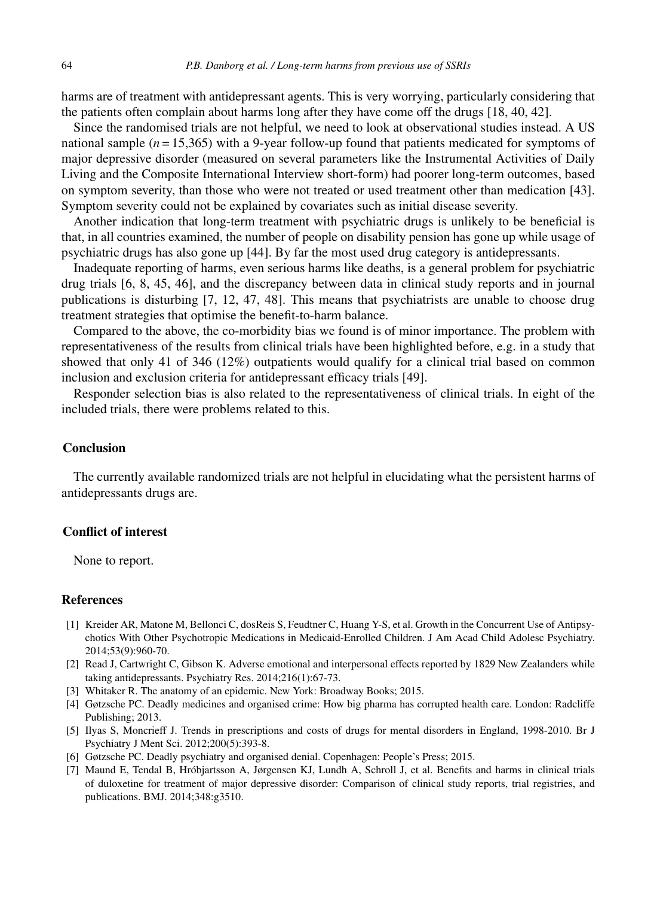harms are of treatment with antidepressant agents. This is very worrying, particularly considering that the patients often complain about harms long after they have come off the drugs [18, 40, 42].

Since the randomised trials are not helpful, we need to look at observational studies instead. A US national sample ($n = 15{,}365$) with a 9-year follow-up found that patients medicated for symptoms of major depressive disorder (measured on several parameters like the Instrumental Activities of Daily Living and the Composite International Interview short-form) had poorer long-term outcomes, based on symptom severity, than those who were not treated or used treatment other than medication [43]. Symptom severity could not be explained by covariates such as initial disease severity.

Another indication that long-term treatment with psychiatric drugs is unlikely to be beneficial is that, in all countries examined, the number of people on disability pension has gone up while usage of psychiatric drugs has also gone up [44]. By far the most used drug category is antidepressants.

Inadequate reporting of harms, even serious harms like deaths, is a general problem for psychiatric drug trials [6, 8, 45, 46], and the discrepancy between data in clinical study reports and in journal publications is disturbing [7, 12, 47, 48]. This means that psychiatrists are unable to choose drug treatment strategies that optimise the benefit-to-harm balance.

Compared to the above, the co-morbidity bias we found is of minor importance. The problem with representativeness of the results from clinical trials have been highlighted before, e.g. in a study that showed that only 41 of 346 (12%) outpatients would qualify for a clinical trial based on common inclusion and exclusion criteria for antidepressant efficacy trials [49].

Responder selection bias is also related to the representativeness of clinical trials. In eight of the included trials, there were problems related to this.

## Conclusion

The currently available randomized trials are not helpful in elucidating what the persistent harms of antidepressants drugs are.

## Conflict of interest

None to report.

## References

[1] Kreider AR, Matone M, Bellonci C, dosReis S, Feudtner C, Huang Y-S, et al. Growth in the Concurrent Use of Antipsychotics With Other Psychotropic Medications in Medicaid-Enrolled Children. J Am Acad Child Adolesc Psychiatry. 2014;53(9):960-70.

[2] Read J, Cartwright C, Gibson K. Adverse emotional and interpersonal effects reported by 1829 New Zealanders while taking antidepressants. Psychiatry Res. 2014;216(1):67-73.

[3] Whitaker R. The anatomy of an epidemic. New York: Broadway Books; 2015.

[4] Gøtzsche PC. Deadly medicines and organised crime: How big pharma has corrupted health care. London: Radcliffe Publishing; 2013.

[5] Ilyas S, Moncrieff J. Trends in prescriptions and costs of drugs for mental disorders in England, 1998-2010. Br J Psychiatry J Ment Sci. 2012;200(5):393-8.

[6] Gøtzsche PC. Deadly psychiatry and organised denial. Copenhagen: People's Press; 2015.

[7] Maund E, Tendal B, Hróbjartsson A, Jørgensen KJ, Lundh A, Schroll J, et al. Benefits and harms in clinical trials of duloxetine for treatment of major depressive disorder: Comparison of clinical study reports, trial registries, and publications. BMJ. 2014;348:g3510.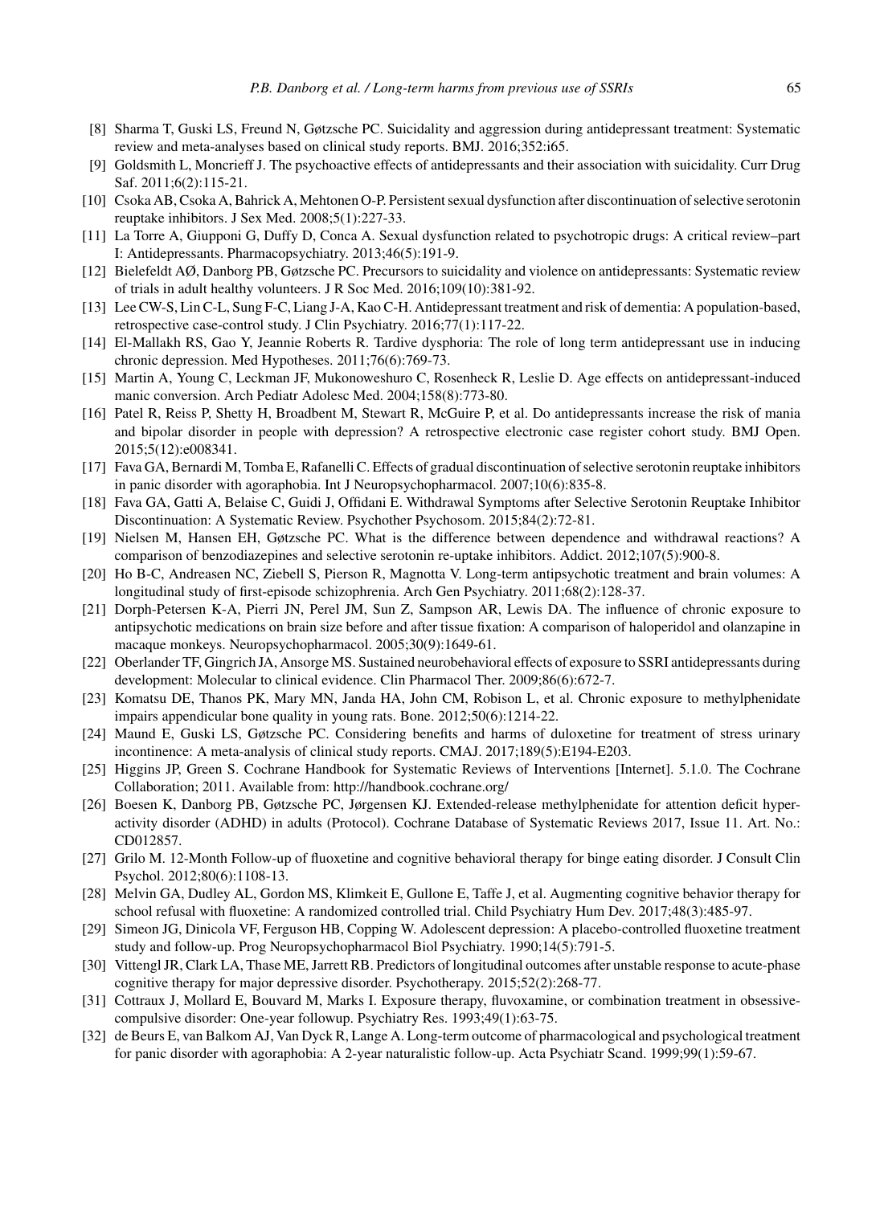[8] Sharma T, Guski LS, Freund N, Gøtzsche PC. Suicidality and aggression during antidepressant treatment: Systematic review and meta-analyses based on clinical study reports. BMJ. 2016;352:i65.

[9] Goldsmith L, Moncrieff J. The psychoactive effects of antidepressants and their association with suicidality. Curr Drug Saf. 2011;6(2):115-21.

[10] Csoka AB, Csoka A, Bahrick A, Mehtonen O-P. Persistent sexual dysfunction after discontinuation of selective serotonin reuptake inhibitors. J Sex Med. 2008;5(1):227-33.

[11] La Torre A, Giupponi G, Duffy D, Conca A. Sexual dysfunction related to psychotropic drugs: A critical review–part I: Antidepressants. Pharmacopsychiatry. 2013;46(5):191-9.

[12] Bielefeldt AØ, Danborg PB, Gøtzsche PC. Precursors to suicidality and violence on antidepressants: Systematic review of trials in adult healthy volunteers. J R Soc Med. 2016;109(10):381-92.

[13] Lee CW-S, Lin C-L, Sung F-C, Liang J-A, Kao C-H. Antidepressant treatment and risk of dementia: A population-based, retrospective case-control study. J Clin Psychiatry. 2016;77(1):117-22.

[14] El-Mallakh RS, Gao Y, Jeannie Roberts R. Tardive dysphoria: The role of long term antidepressant use in inducing chronic depression. Med Hypotheses. 2011;76(6):769-73.

[15] Martin A, Young C, Leckman JF, Mukonoweshuro C, Rosenheck R, Leslie D. Age effects on antidepressant-induced manic conversion. Arch Pediatr Adolesc Med. 2004;158(8):773-80.

[16] Patel R, Reiss P, Shetty H, Broadbent M, Stewart R, McGuire P, et al. Do antidepressants increase the risk of mania and bipolar disorder in people with depression? A retrospective electronic case register cohort study. BMJ Open. 2015;5(12):e008341.

[17] Fava GA, Bernardi M, Tomba E, Rafanelli C. Effects of gradual discontinuation of selective serotonin reuptake inhibitors in panic disorder with agoraphobia. Int J Neuropsychopharmacol. 2007;10(6):835-8.

[18] Fava GA, Gatti A, Belaise C, Guidi J, Offidani E. Withdrawal Symptoms after Selective Serotonin Reuptake Inhibitor Discontinuation: A Systematic Review. Psychother Psychosom. 2015;84(2):72-81.

[19] Nielsen M, Hansen EH, Gøtzsche PC. What is the difference between dependence and withdrawal reactions? A comparison of benzodiazepines and selective serotonin re-uptake inhibitors. Addict. 2012;107(5):900-8.

[20] Ho B-C, Andreasen NC, Ziebell S, Pierson R, Magnotta V. Long-term antipsychotic treatment and brain volumes: A longitudinal study of first-episode schizophrenia. Arch Gen Psychiatry. 2011;68(2):128-37.

[21] Dorph-Petersen K-A, Pierri JN, Perel JM, Sun Z, Sampson AR, Lewis DA. The influence of chronic exposure to antipsychotic medications on brain size before and after tissue fixation: A comparison of haloperidol and olanzapine in macaque monkeys. Neuropsychopharmacol. 2005;30(9):1649-61.

[22] Oberlander TF, Gingrich JA, Ansorge MS. Sustained neurobehavioral effects of exposure to SSRI antidepressants during development: Molecular to clinical evidence. Clin Pharmacol Ther. 2009;86(6):672-7.

[23] Komatsu DE, Thanos PK, Mary MN, Janda HA, John CM, Robison L, et al. Chronic exposure to methylphenidate impairs appendicular bone quality in young rats. Bone. 2012;50(6):1214-22.

[24] Maund E, Guski LS, Gøtzsche PC. Considering benefits and harms of duloxetine for treatment of stress urinary incontinence: A meta-analysis of clinical study reports. CMAJ. 2017;189(5):E194-E203.

[25] Higgins JP, Green S. Cochrane Handbook for Systematic Reviews of Interventions [Internet]. 5.1.0. The Cochrane Collaboration; 2011. Available from: http://handbook.cochrane.org/

[26] Boesen K, Danborg PB, Gøtzsche PC, Jørgensen KJ. Extended-release methylphenidate for attention deficit hyperactivity disorder (ADHD) in adults (Protocol). Cochrane Database of Systematic Reviews 2017, Issue 11. Art. No.: CD012857.

[27] Grilo M. 12-Month Follow-up of fluoxetine and cognitive behavioral therapy for binge eating disorder. J Consult Clin Psychol. 2012;80(6):1108-13.

[28] Melvin GA, Dudley AL, Gordon MS, Klimkeit E, Gullone E, Taffe J, et al. Augmenting cognitive behavior therapy for school refusal with fluoxetine: A randomized controlled trial. Child Psychiatry Hum Dev. 2017;48(3):485-97.

[29] Simeon JG, Dinicola VF, Ferguson HB, Copping W. Adolescent depression: A placebo-controlled fluoxetine treatment study and follow-up. Prog Neuropsychopharmacol Biol Psychiatry. 1990;14(5):791-5.

[30] Vittengl JR, Clark LA, Thase ME, Jarrett RB. Predictors of longitudinal outcomes after unstable response to acute-phase cognitive therapy for major depressive disorder. Psychotherapy. 2015;52(2):268-77.

[31] Cottraux J, Mollard E, Bouvard M, Marks I. Exposure therapy, fluvoxamine, or combination treatment in obsessive-compulsive disorder: One-year followup. Psychiatry Res. 1993;49(1):63-75.

[32] de Beurs E, van Balkom AJ, Van Dyck R, Lange A. Long-term outcome of pharmacological and psychological treatment for panic disorder with agoraphobia: A 2-year naturalistic follow-up. Acta Psychiatr Scand. 1999;99(1):59-67.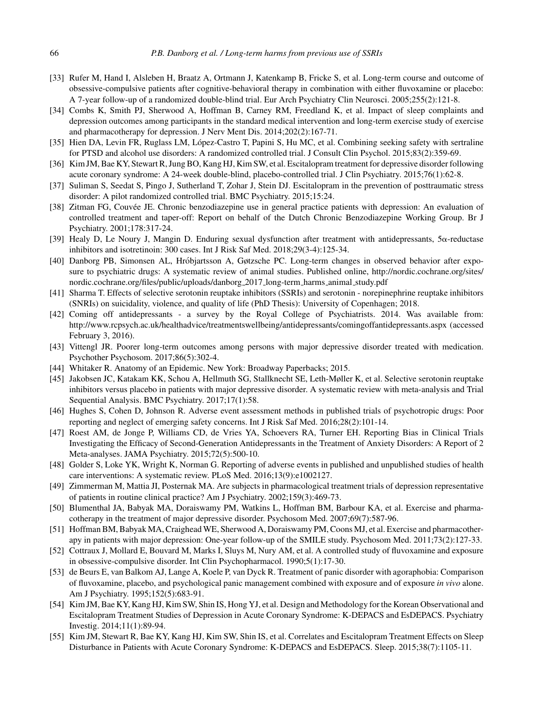[33] Rufer M, Hand I, Alsleben H, Braatz A, Ortmann J, Katenkamp B, Fricke S, et al. Long-term course and outcome of obsessive-compulsive patients after cognitive-behavioral therapy in combination with either fluvoxamine or placebo: A 7-year follow-up of a randomized double-blind trial. Eur Arch Psychiatry Clin Neurosci. 2005;255(2):121-8.

[34] Combs K, Smith PJ, Sherwood A, Hoffman B, Carney RM, Freedland K, et al. Impact of sleep complaints and depression outcomes among participants in the standard medical intervention and long-term exercise study of exercise and pharmacotherapy for depression. J Nerv Ment Dis. 2014;202(2):167-71.

[35] Hien DA, Levin FR, Ruglass LM, López-Castro T, Papini S, Hu MC, et al. Combining seeking safety with sertraline for PTSD and alcohol use disorders: A randomized controlled trial. J Consult Clin Psychol. 2015;83(2):359-69.

[36] Kim JM, Bae KY, Stewart R, Jung BO, Kang HJ, Kim SW, et al. Escitalopram treatment for depressive disorder following acute coronary syndrome: A 24-week double-blind, placebo-controlled trial. J Clin Psychiatry. 2015;76(1):62-8.

[37] Suliman S, Seedat S, Pingo J, Sutherland T, Zohar J, Stein DJ. Escitalopram in the prevention of posttraumatic stress disorder: A pilot randomized controlled trial. BMC Psychiatry. 2015;15:24.

[38] Zitman FG, Couvée JE. Chronic benzodiazepine use in general practice patients with depression: An evaluation of controlled treatment and taper-off: Report on behalf of the Dutch Chronic Benzodiazepine Working Group. Br J Psychiatry. 2001;178:317-24.

[39] Healy D, Le Noury J, Mangin D. Enduring sexual dysfunction after treatment with antidepressants, 5α-reductase inhibitors and isotretinoin: 300 cases. Int J Risk Saf Med. 2018;29(3-4):125-34.

[40] Danborg PB, Simonsen AL, Hróbjartsson A, Gøtzsche PC. Long-term changes in observed behavior after exposure to psychiatric drugs: A systematic review of animal studies. Published online, http://nordic.cochrane.org/sites/nordic.cochrane.org/files/public/uploads/danborg_2017_long-term_harms_animal_study.pdf

[41] Sharma T. Effects of selective serotonin reuptake inhibitors (SSRIs) and serotonin - norepinephrine reuptake inhibitors (SNRIs) on suicidality, violence, and quality of life (PhD Thesis): University of Copenhagen; 2018.

[42] Coming off antidepressants - a survey by the Royal College of Psychiatrists. 2014. Was available from: http://www.rcpsych.ac.uk/healthadvice/treatmentswellbeing/antidepressants/comingoffantidepressants.aspx (accessed February 3, 2016).

[43] Vittengl JR. Poorer long-term outcomes among persons with major depressive disorder treated with medication. Psychother Psychosom. 2017;86(5):302-4.

[44] Whitaker R. Anatomy of an Epidemic. New York: Broadway Paperbacks; 2015.

[45] Jakobsen JC, Katakam KK, Schou A, Hellmuth SG, Stallknecht SE, Leth-Møller K, et al. Selective serotonin reuptake inhibitors versus placebo in patients with major depressive disorder. A systematic review with meta-analysis and Trial Sequential Analysis. BMC Psychiatry. 2017;17(1):58.

[46] Hughes S, Cohen D, Johnson R. Adverse event assessment methods in published trials of psychotropic drugs: Poor reporting and neglect of emerging safety concerns. Int J Risk Saf Med. 2016;28(2):101-14.

[47] Roest AM, de Jonge P, Williams CD, de Vries YA, Schoevers RA, Turner EH. Reporting Bias in Clinical Trials Investigating the Efficacy of Second-Generation Antidepressants in the Treatment of Anxiety Disorders: A Report of 2 Meta-analyses. JAMA Psychiatry. 2015;72(5):500-10.

[48] Golder S, Loke YK, Wright K, Norman G. Reporting of adverse events in published and unpublished studies of health care interventions: A systematic review. PLoS Med. 2016;13(9):e1002127.

[49] Zimmerman M, Mattia JI, Posternak MA. Are subjects in pharmacological treatment trials of depression representative of patients in routine clinical practice? Am J Psychiatry. 2002;159(3):469-73.

[50] Blumenthal JA, Babyak MA, Doraiswamy PM, Watkins L, Hoffman BM, Barbour KA, et al. Exercise and pharmacotherapy in the treatment of major depressive disorder. Psychosom Med. 2007;69(7):587-96.

[51] Hoffman BM, Babyak MA, Craighead WE, Sherwood A, Doraiswamy PM, Coons MJ, et al. Exercise and pharmacotherapy in patients with major depression: One-year follow-up of the SMILE study. Psychosom Med. 2011;73(2):127-33.

[52] Cottraux J, Mollard E, Bouvard M, Marks I, Sluys M, Nury AM, et al. A controlled study of fluvoxamine and exposure in obsessive-compulsive disorder. Int Clin Psychopharmacol. 1990;5(1):17-30.

[53] de Beurs E, van Balkom AJ, Lange A, Koele P, van Dyck R. Treatment of panic disorder with agoraphobia: Comparison of fluvoxamine, placebo, and psychological panic management combined with exposure and of exposure *in vivo* alone. Am J Psychiatry. 1995;152(5):683-91.

[54] Kim JM, Bae KY, Kang HJ, Kim SW, Shin IS, Hong YJ, et al. Design and Methodology for the Korean Observational and Escitalopram Treatment Studies of Depression in Acute Coronary Syndrome: K-DEPACS and EsDEPACS. Psychiatry Investig. 2014;11(1):89-94.

[55] Kim JM, Stewart R, Bae KY, Kang HJ, Kim SW, Shin IS, et al. Correlates and Escitalopram Treatment Effects on Sleep Disturbance in Patients with Acute Coronary Syndrome: K-DEPACS and EsDEPACS. Sleep. 2015;38(7):1105-11.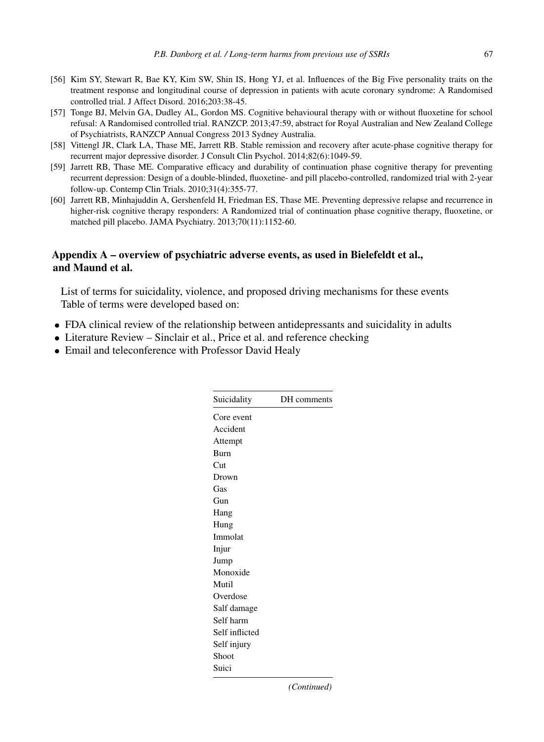[56] Kim SY, Stewart R, Bae KY, Kim SW, Shin IS, Hong YJ, et al. Influences of the Big Five personality traits on the treatment response and longitudinal course of depression in patients with acute coronary syndrome: A Randomised controlled trial. J Affect Disord. 2016;203:38-45.

[57] Tonge BJ, Melvin GA, Dudley AL, Gordon MS. Cognitive behavioural therapy with or without fluoxetine for school refusal: A Randomised controlled trial. RANZCP. 2013;47:59, abstract for Royal Australian and New Zealand College of Psychiatrists, RANZCP Annual Congress 2013 Sydney Australia.

[58] Vittengl JR, Clark LA, Thase ME, Jarrett RB. Stable remission and recovery after acute-phase cognitive therapy for recurrent major depressive disorder. J Consult Clin Psychol. 2014;82(6):1049-59.

[59] Jarrett RB, Thase ME. Comparative efficacy and durability of continuation phase cognitive therapy for preventing recurrent depression: Design of a double-blinded, fluoxetine- and pill placebo-controlled, randomized trial with 2-year follow-up. Contemp Clin Trials. 2010;31(4):355-77.

[60] Jarrett RB, Minhajuddin A, Gershenfeld H, Friedman ES, Thase ME. Preventing depressive relapse and recurrence in higher-risk cognitive therapy responders: A Randomized trial of continuation phase cognitive therapy, fluoxetine, or matched pill placebo. JAMA Psychiatry. 2013;70(11):1152-60.

## Appendix A – overview of psychiatric adverse events, as used in Bielefeldt et al., and Maund et al.

List of terms for suicidality, violence, and proposed driving mechanisms for these events
Table of terms were developed based on:

- FDA clinical review of the relationship between antidepressants and suicidality in adults
- Literature Review – Sinclair et al., Price et al. and reference checking
- Email and teleconference with Professor David Healy

| Suicidality | DH comments |
|---|---|
| Core event | |
| Accident | |
| Attempt | |
| Burn | |
| Cut | |
| Drown | |
| Gas | |
| Gun | |
| Hang | |
| Hung | |
| Immolat | |
| Injur | |
| Jump | |
| Monoxide | |
| Mutil | |
| Overdose | |
| Salf damage | |
| Self harm | |
| Self inflicted | |
| Self injury | |
| Shoot | |
| Suici | |

*(Continued)*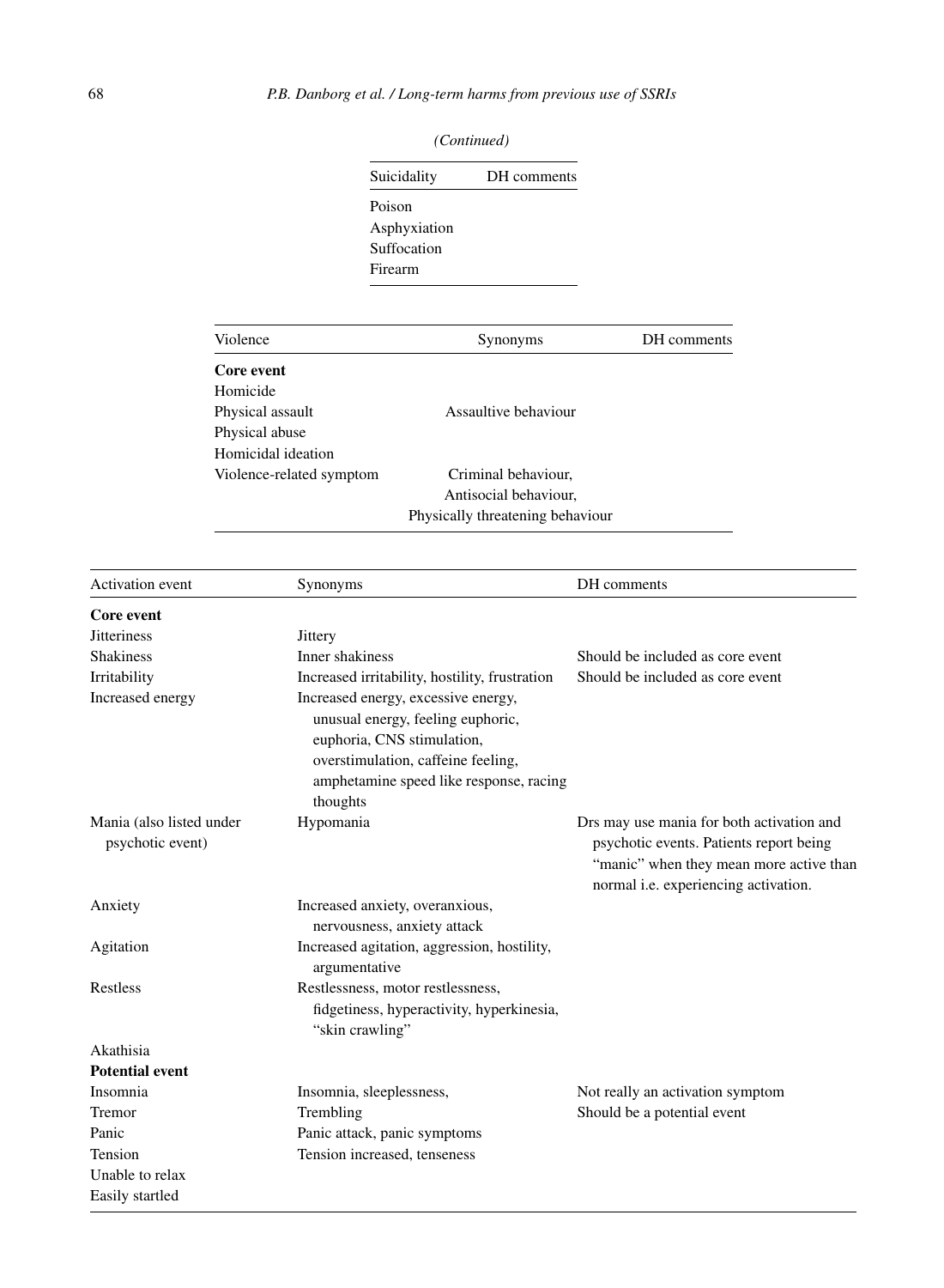*(Continued)*

| Suicidality | DH comments |
|---|---|
| Poison | |
| Asphyxiation | |
| Suffocation | |
| Firearm | |

| Violence | Synonyms | DH comments |
|---|---|---|
| **Core event** | | |
| Homicide | | |
| Physical assault | Assaultive behaviour | |
| Physical abuse | | |
| Homicidal ideation | | |
| Violence-related symptom | Criminal behaviour, Antisocial behaviour, Physically threatening behaviour | |

| Activation event | Synonyms | DH comments |
|---|---|---|
| **Core event** | | |
| Jitteriness | Jittery | |
| Shakiness | Inner shakiness | Should be included as core event |
| Irritability | Increased irritability, hostility, frustration | Should be included as core event |
| Increased energy | Increased energy, excessive energy, unusual energy, feeling euphoric, euphoria, CNS stimulation, overstimulation, caffeine feeling, amphetamine speed like response, racing thoughts | |
| Mania (also listed under psychotic event) | Hypomania | Drs may use mania for both activation and psychotic events. Patients report being "manic" when they mean more active than normal i.e. experiencing activation. |
| Anxiety | Increased anxiety, overanxious, nervousness, anxiety attack | |
| Agitation | Increased agitation, aggression, hostility, argumentative | |
| Restless | Restlessness, motor restlessness, fidgetiness, hyperactivity, hyperkinesia, "skin crawling" | |
| Akathisia | | |
| **Potential event** | | |
| Insomnia | Insomnia, sleeplessness, | Not really an activation symptom |
| Tremor | Trembling | Should be a potential event |
| Panic | Panic attack, panic symptoms | |
| Tension | Tension increased, tenseness | |
| Unable to relax | | |
| Easily startled | | |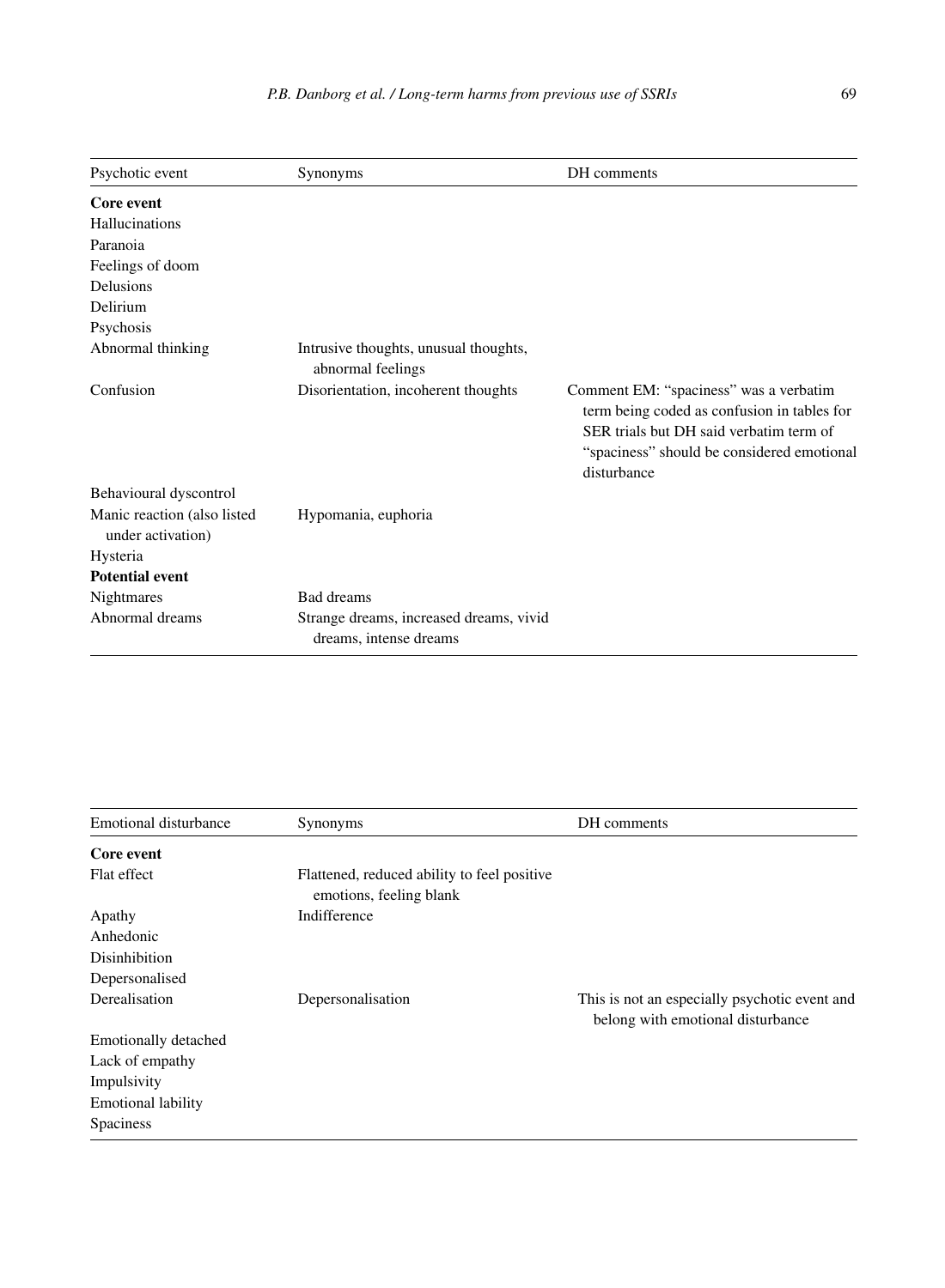| Psychotic event | Synonyms | DH comments |
|---|---|---|
| **Core event** | | |
| Hallucinations | | |
| Paranoia | | |
| Feelings of doom | | |
| Delusions | | |
| Delirium | | |
| Psychosis | | |
| Abnormal thinking | Intrusive thoughts, unusual thoughts, abnormal feelings | |
| Confusion | Disorientation, incoherent thoughts | Comment EM: "spaciness" was a verbatim term being coded as confusion in tables for SER trials but DH said verbatim term of "spaciness" should be considered emotional disturbance |
| Behavioural dyscontrol | | |
| Manic reaction (also listed under activation) | Hypomania, euphoria | |
| Hysteria | | |
| **Potential event** | | |
| Nightmares | Bad dreams | |
| Abnormal dreams | Strange dreams, increased dreams, vivid dreams, intense dreams | |

| Emotional disturbance | Synonyms | DH comments |
|---|---|---|
| **Core event** | | |
| Flat effect | Flattened, reduced ability to feel positive emotions, feeling blank | |
| Apathy | Indifference | |
| Anhedonic | | |
| Disinhibition | | |
| Depersonalised | | |
| Derealisation | Depersonalisation | This is not an especially psychotic event and belong with emotional disturbance |
| Emotionally detached | | |
| Lack of empathy | | |
| Impulsivity | | |
| Emotional lability | | |
| Spaciness | | |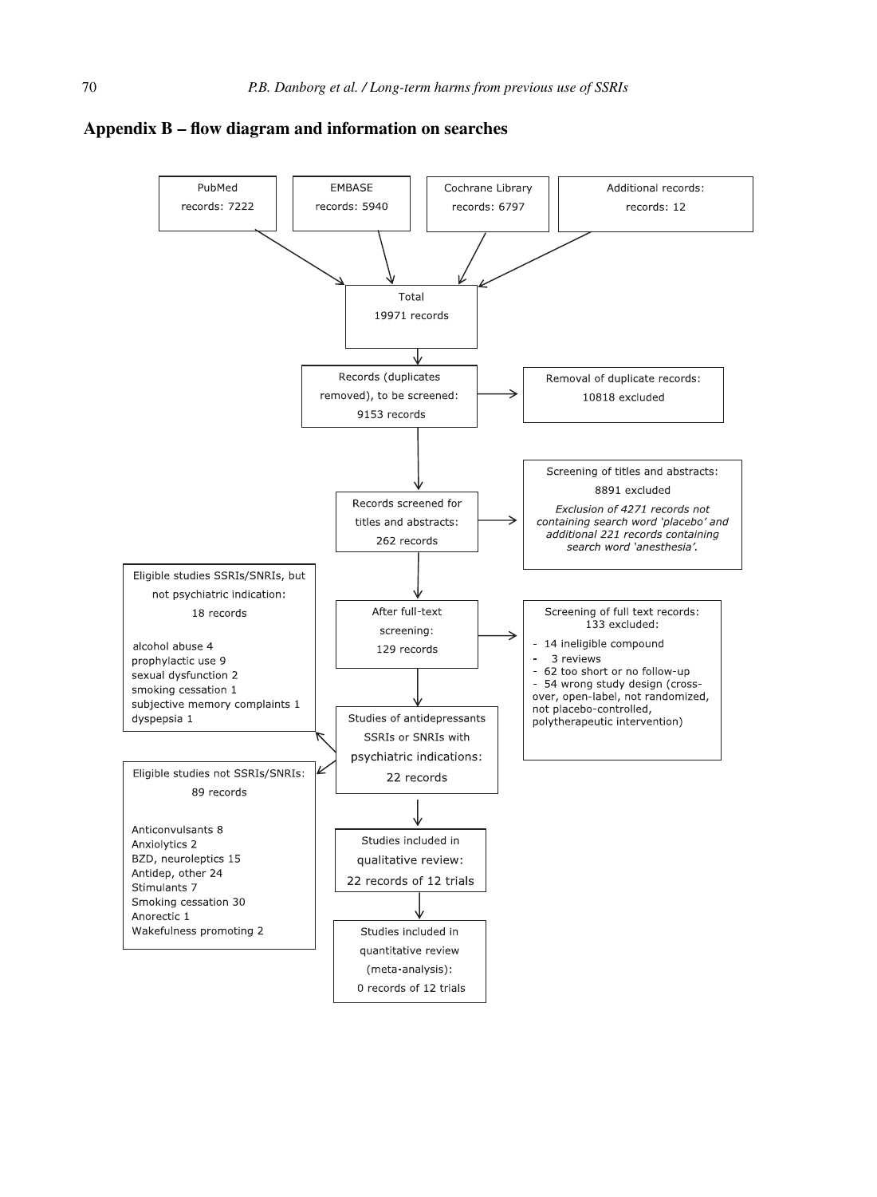## Appendix B – flow diagram and information on searches

PubMed records: 7222

EMBASE records: 5940

Cochrane Library records: 6797

Additional records: records: 12

Total 19971 records

Records (duplicates removed), to be screened: 9153 records

Removal of duplicate records: 10818 excluded

Records screened for titles and abstracts: 262 records

Screening of titles and abstracts: 8891 excluded

*Exclusion of 4271 records not containing search word 'placebo' and additional 221 records containing search word 'anesthesia'.*

After full-text screening: 129 records

Screening of full text records: 133 excluded:

- 14 ineligible compound
- 3 reviews
- 62 too short or no follow-up
- 54 wrong study design (cross-over, open-label, not randomized, not placebo-controlled, polytherapeutic intervention)

Studies of antidepressants SSRIs or SNRIs with psychiatric indications: 22 records

Eligible studies SSRIs/SNRIs, but not psychiatric indication: 18 records

alcohol abuse 4
prophylactic use 9
sexual dysfunction 2
smoking cessation 1
subjective memory complaints 1
dyspepsia 1

Eligible studies not SSRIs/SNRIs: 89 records

Anticonvulsants 8
Anxiolytics 2
BZD, neuroleptics 15
Antidep, other 24
Stimulants 7
Smoking cessation 30
Anorectic 1
Wakefulness promoting 2

Studies included in qualitative review: 22 records of 12 trials

Studies included in quantitative review (meta-analysis): 0 records of 12 trials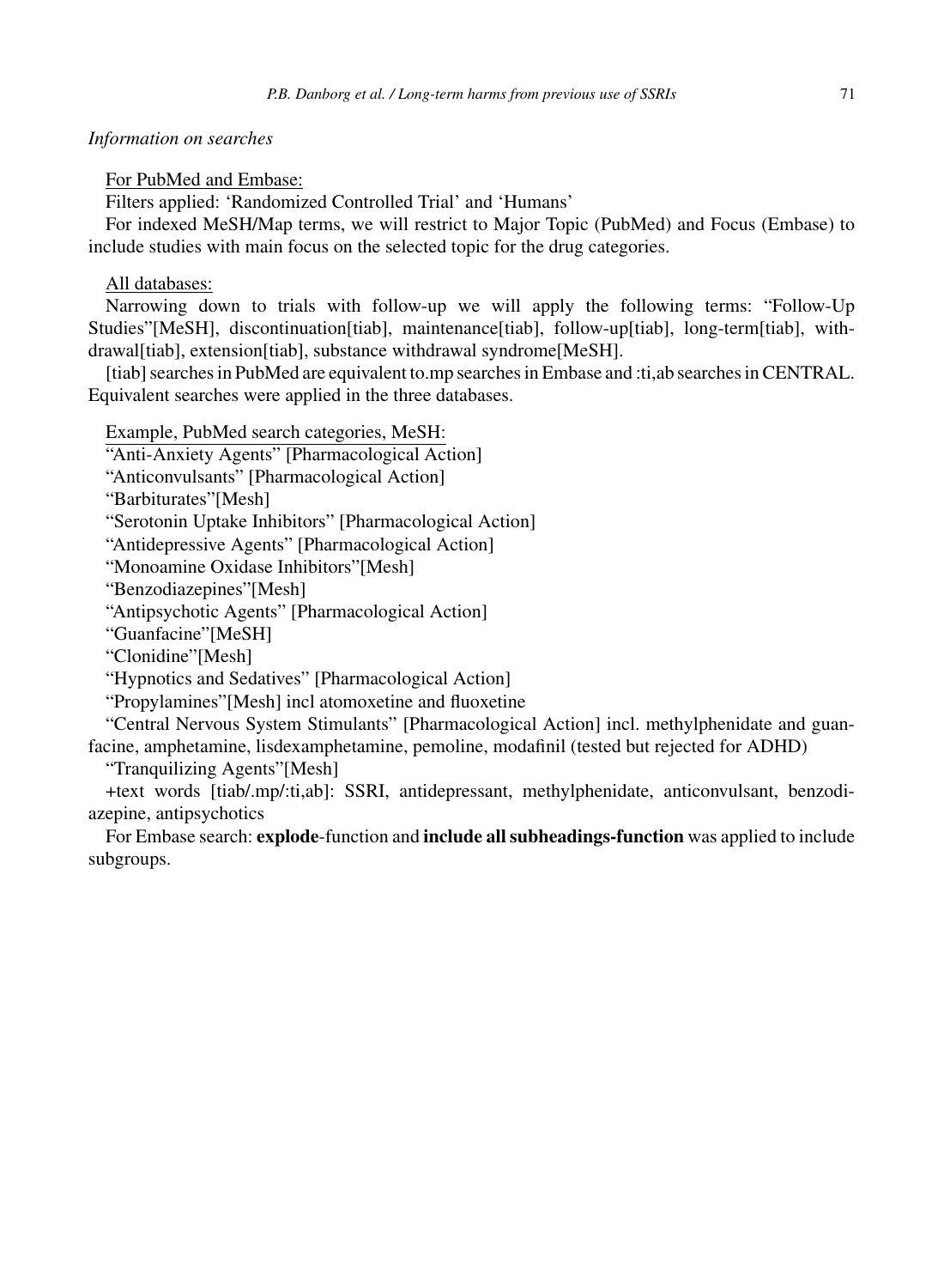*Information on searches*

For PubMed and Embase:

Filters applied: 'Randomized Controlled Trial' and 'Humans'

For indexed MeSH/Map terms, we will restrict to Major Topic (PubMed) and Focus (Embase) to include studies with main focus on the selected topic for the drug categories.

All databases:

Narrowing down to trials with follow-up we will apply the following terms: "Follow-Up Studies"[MeSH], discontinuation[tiab], maintenance[tiab], follow-up[tiab], long-term[tiab], withdrawal[tiab], extension[tiab], substance withdrawal syndrome[MeSH].

[tiab] searches in PubMed are equivalent to.mp searches in Embase and :ti,ab searches in CENTRAL. Equivalent searches were applied in the three databases.

Example, PubMed search categories, MeSH:

"Anti-Anxiety Agents" [Pharmacological Action]

"Anticonvulsants" [Pharmacological Action]

"Barbiturates"[Mesh]

"Serotonin Uptake Inhibitors" [Pharmacological Action]

"Antidepressive Agents" [Pharmacological Action]

"Monoamine Oxidase Inhibitors"[Mesh]

"Benzodiazepines"[Mesh]

"Antipsychotic Agents" [Pharmacological Action]

"Guanfacine"[MeSH]

"Clonidine"[Mesh]

"Hypnotics and Sedatives" [Pharmacological Action]

"Propylamines"[Mesh] incl atomoxetine and fluoxetine

"Central Nervous System Stimulants" [Pharmacological Action] incl. methylphenidate and guanfacine, amphetamine, lisdexamphetamine, pemoline, modafinil (tested but rejected for ADHD)

"Tranquilizing Agents"[Mesh]

+text words [tiab/.mp/:ti,ab]: SSRI, antidepressant, methylphenidate, anticonvulsant, benzodiazepine, antipsychotics

For Embase search: **explode**-function and **include all subheadings-function** was applied to include subgroups.